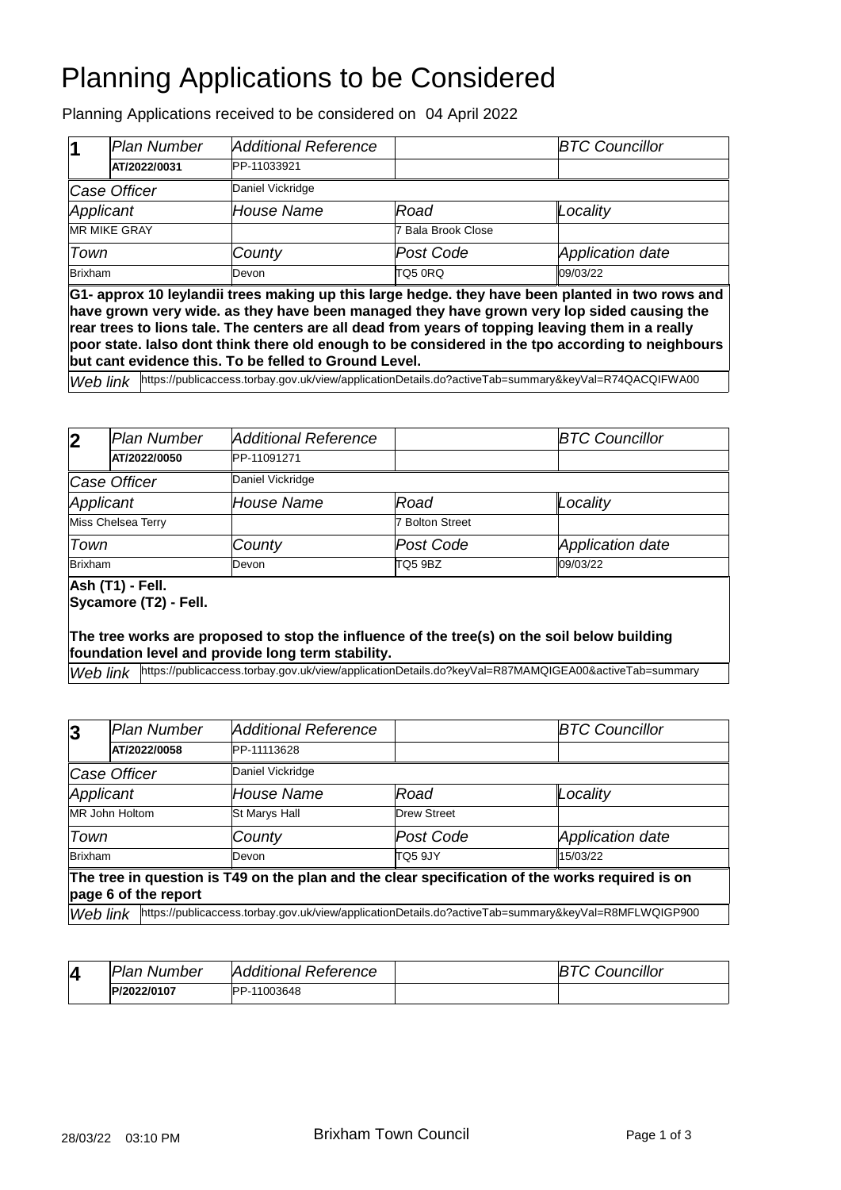# Planning Applications to be Considered

Planning Applications received to be considered on 04 April 2022

| 1 | Plan Number | Additional Reference | | BTC Councillor |
|---|---|---|---|---|
| | **AT/2022/0031** | PP-11033921 | | |
| Case Officer | | Daniel Vickridge | | |
| Applicant | | House Name | Road | Locality |
| MR MIKE GRAY | | | 7 Bala Brook Close | |
| Town | | County | Post Code | Application date |
| Brixham | | Devon | TQ5 0RQ | 09/03/22 |

**G1- approx 10 leylandii trees making up this large hedge. they have been planted in two rows and have grown very wide. as they have been managed they have grown very lop sided causing the rear trees to lions tale. The centers are all dead from years of topping leaving them in a really poor state. Ialso dont think there old enough to be considered in the tpo according to neighbours but cant evidence this. To be felled to Ground Level.**

*Web link* https://publicaccess.torbay.gov.uk/view/applicationDetails.do?activeTab=summary&keyVal=R74QACQIFWA00

| 2 | Plan Number | Additional Reference | | BTC Councillor |
|---|---|---|---|---|
| | **AT/2022/0050** | PP-11091271 | | |
| Case Officer | | Daniel Vickridge | | |
| Applicant | | House Name | Road | Locality |
| Miss Chelsea Terry | | | 7 Bolton Street | |
| Town | | County | Post Code | Application date |
| Brixham | | Devon | TQ5 9BZ | 09/03/22 |

**Ash (T1) - Fell.**
**Sycamore (T2) - Fell.**

**The tree works are proposed to stop the influence of the tree(s) on the soil below building foundation level and provide long term stability.**

*Web link* https://publicaccess.torbay.gov.uk/view/applicationDetails.do?keyVal=R87MAMQIGEA00&activeTab=summary

| 3 | Plan Number | Additional Reference | | BTC Councillor |
|---|---|---|---|---|
| | **AT/2022/0058** | PP-11113628 | | |
| Case Officer | | Daniel Vickridge | | |
| Applicant | | House Name | Road | Locality |
| MR John Holtom | | St Marys Hall | Drew Street | |
| Town | | County | Post Code | Application date |
| Brixham | | Devon | TQ5 9JY | 15/03/22 |

**The tree in question is T49 on the plan and the clear specification of the works required is on page 6 of the report**

*Web link* https://publicaccess.torbay.gov.uk/view/applicationDetails.do?activeTab=summary&keyVal=R8MFLWQIGP900

| 4 | Plan Number | Additional Reference | | BTC Councillor |
|---|---|---|---|---|
| | **P/2022/0107** | PP-11003648 | | |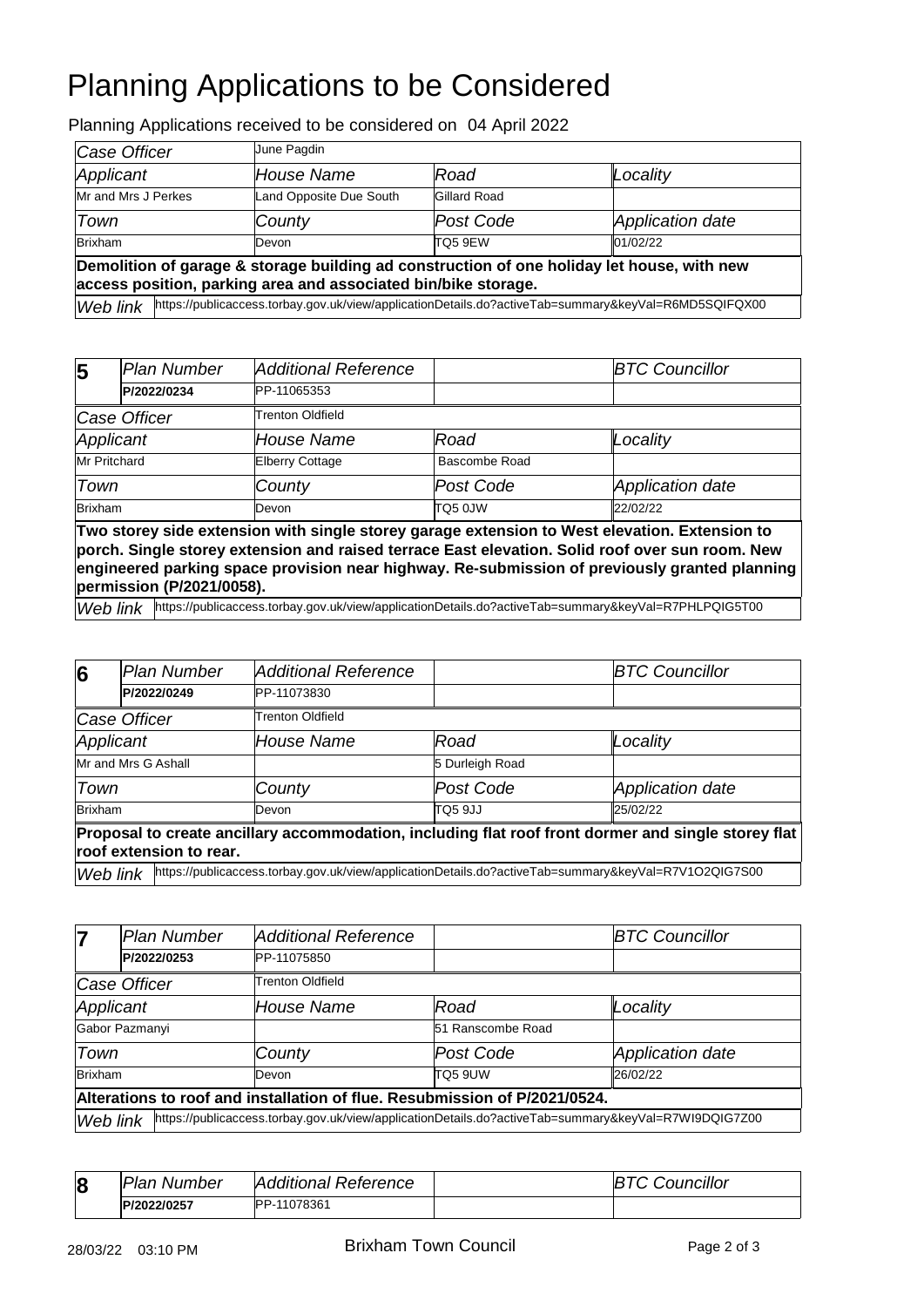# Planning Applications to be Considered

Planning Applications received to be considered on 04 April 2022

| *Case Officer* | June Pagdin | | |
|---|---|---|---|
| *Applicant* | *House Name* | *Road* | *Locality* |
| Mr and Mrs J Perkes | Land Opposite Due South | Gillard Road | |
| *Town* | *County* | *Post Code* | *Application date* |
| Brixham | Devon | TQ5 9EW | 01/02/22 |

**Demolition of garage & storage building ad construction of one holiday let house, with new access position, parking area and associated bin/bike storage.**

*Web link* https://publicaccess.torbay.gov.uk/view/applicationDetails.do?activeTab=summary&keyVal=R6MD5SQIFQX00

| **5** | *Plan Number* | *Additional Reference* | | *BTC Councillor* |
|---|---|---|---|---|
| | **P/2022/0234** | PP-11065353 | | |
| *Case Officer* | | Trenton Oldfield | | |
| *Applicant* | | *House Name* | *Road* | *Locality* |
| Mr Pritchard | | Elberry Cottage | Bascombe Road | |
| *Town* | | *County* | *Post Code* | *Application date* |
| Brixham | | Devon | TQ5 0JW | 22/02/22 |

**Two storey side extension with single storey garage extension to West elevation. Extension to porch. Single storey extension and raised terrace East elevation. Solid roof over sun room. New engineered parking space provision near highway. Re-submission of previously granted planning permission (P/2021/0058).**

*Web link* https://publicaccess.torbay.gov.uk/view/applicationDetails.do?activeTab=summary&keyVal=R7PHLPQIG5T00

| **6** | *Plan Number* | *Additional Reference* | | *BTC Councillor* |
|---|---|---|---|---|
| | **P/2022/0249** | PP-11073830 | | |
| *Case Officer* | | Trenton Oldfield | | |
| *Applicant* | | *House Name* | *Road* | *Locality* |
| Mr and Mrs G Ashall | | | 5 Durleigh Road | |
| *Town* | | *County* | *Post Code* | *Application date* |
| Brixham | | Devon | TQ5 9JJ | 25/02/22 |

**Proposal to create ancillary accommodation, including flat roof front dormer and single storey flat roof extension to rear.**

*Web link* https://publicaccess.torbay.gov.uk/view/applicationDetails.do?activeTab=summary&keyVal=R7V1O2QIG7S00

| **7** | *Plan Number* | *Additional Reference* | | *BTC Councillor* |
|---|---|---|---|---|
| | **P/2022/0253** | PP-11075850 | | |
| *Case Officer* | | Trenton Oldfield | | |
| *Applicant* | | *House Name* | *Road* | *Locality* |
| Gabor Pazmanyi | | | 51 Ranscombe Road | |
| *Town* | | *County* | *Post Code* | *Application date* |
| Brixham | | Devon | TQ5 9UW | 26/02/22 |

**Alterations to roof and installation of flue. Resubmission of P/2021/0524.**

*Web link* https://publicaccess.torbay.gov.uk/view/applicationDetails.do?activeTab=summary&keyVal=R7WI9DQIG7Z00

| **8** | *Plan Number* | *Additional Reference* | | *BTC Councillor* |
|---|---|---|---|---|
| | **P/2022/0257** | PP-11078361 | | |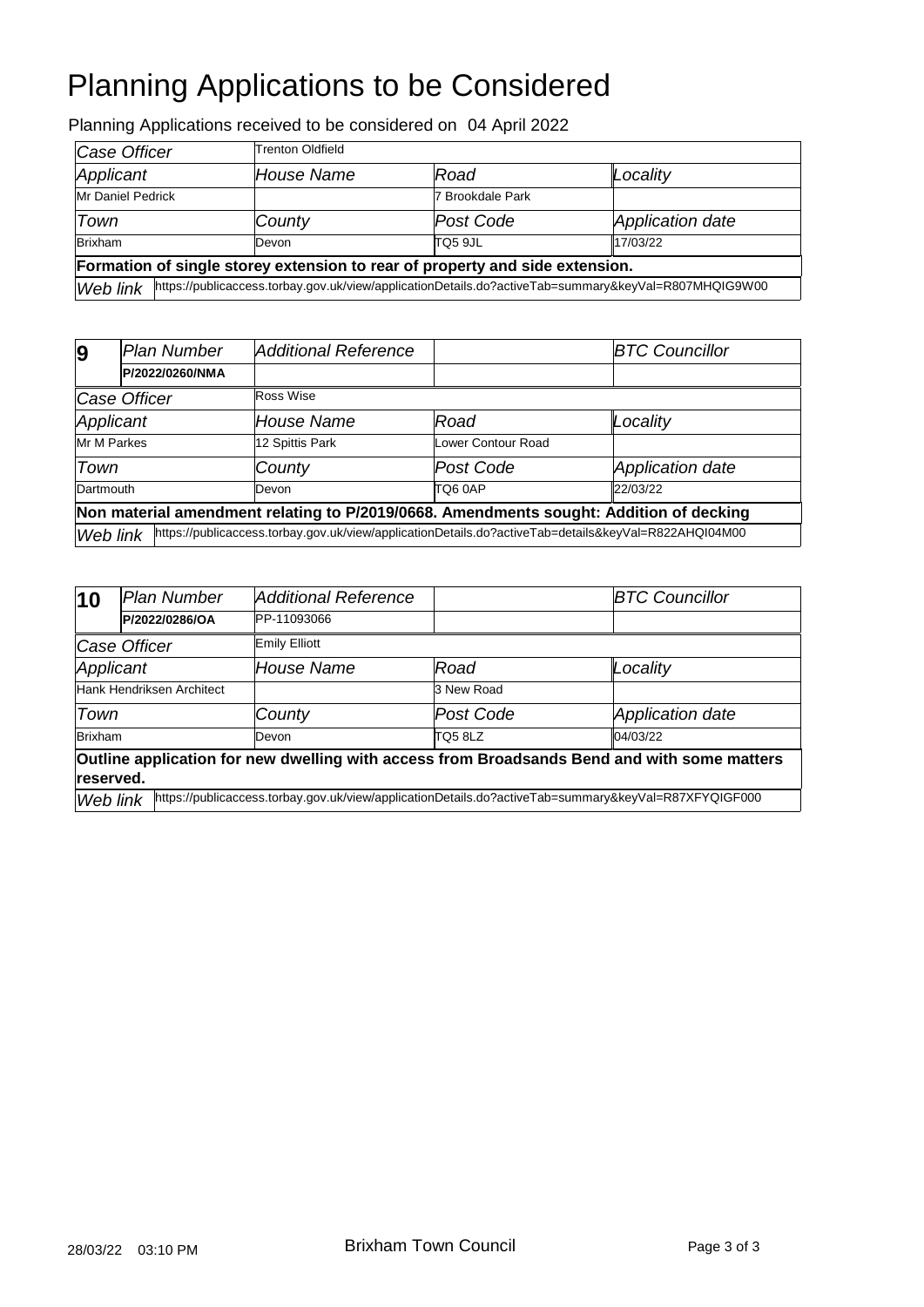# Planning Applications to be Considered

Planning Applications received to be considered on 04 April 2022

| | | | |
|---|---|---|---|
| *Case Officer* | Trenton Oldfield | | |
| *Applicant* | *House Name* | *Road* | *Locality* |
| Mr Daniel Pedrick | | 7 Brookdale Park | |
| *Town* | *County* | *Post Code* | *Application date* |
| Brixham | Devon | TQ5 9JL | 17/03/22 |

**Formation of single storey extension to rear of property and side extension.**

*Web link* https://publicaccess.torbay.gov.uk/view/applicationDetails.do?activeTab=summary&keyVal=R807MHQIG9W00

| **9** | *Plan Number* | *Additional Reference* | | *BTC Councillor* |
|---|---|---|---|---|
| | **P/2022/0260/NMA** | | | |
| *Case Officer* | | Ross Wise | | |
| *Applicant* | | *House Name* | *Road* | *Locality* |
| Mr M Parkes | | 12 Spittis Park | Lower Contour Road | |
| *Town* | | *County* | *Post Code* | *Application date* |
| Dartmouth | | Devon | TQ6 0AP | 22/03/22 |

**Non material amendment relating to P/2019/0668. Amendments sought: Addition of decking**

*Web link* https://publicaccess.torbay.gov.uk/view/applicationDetails.do?activeTab=details&keyVal=R822AHQI04M00

| **10** | *Plan Number* | *Additional Reference* | | *BTC Councillor* |
|---|---|---|---|---|
| | **P/2022/0286/OA** | PP-11093066 | | |
| *Case Officer* | | Emily Elliott | | |
| *Applicant* | | *House Name* | *Road* | *Locality* |
| Hank Hendriksen Architect | | | 3 New Road | |
| *Town* | | *County* | *Post Code* | *Application date* |
| Brixham | | Devon | TQ5 8LZ | 04/03/22 |

**Outline application for new dwelling with access from Broadsands Bend and with some matters reserved.**

*Web link* https://publicaccess.torbay.gov.uk/view/applicationDetails.do?activeTab=summary&keyVal=R87XFYQIGF000